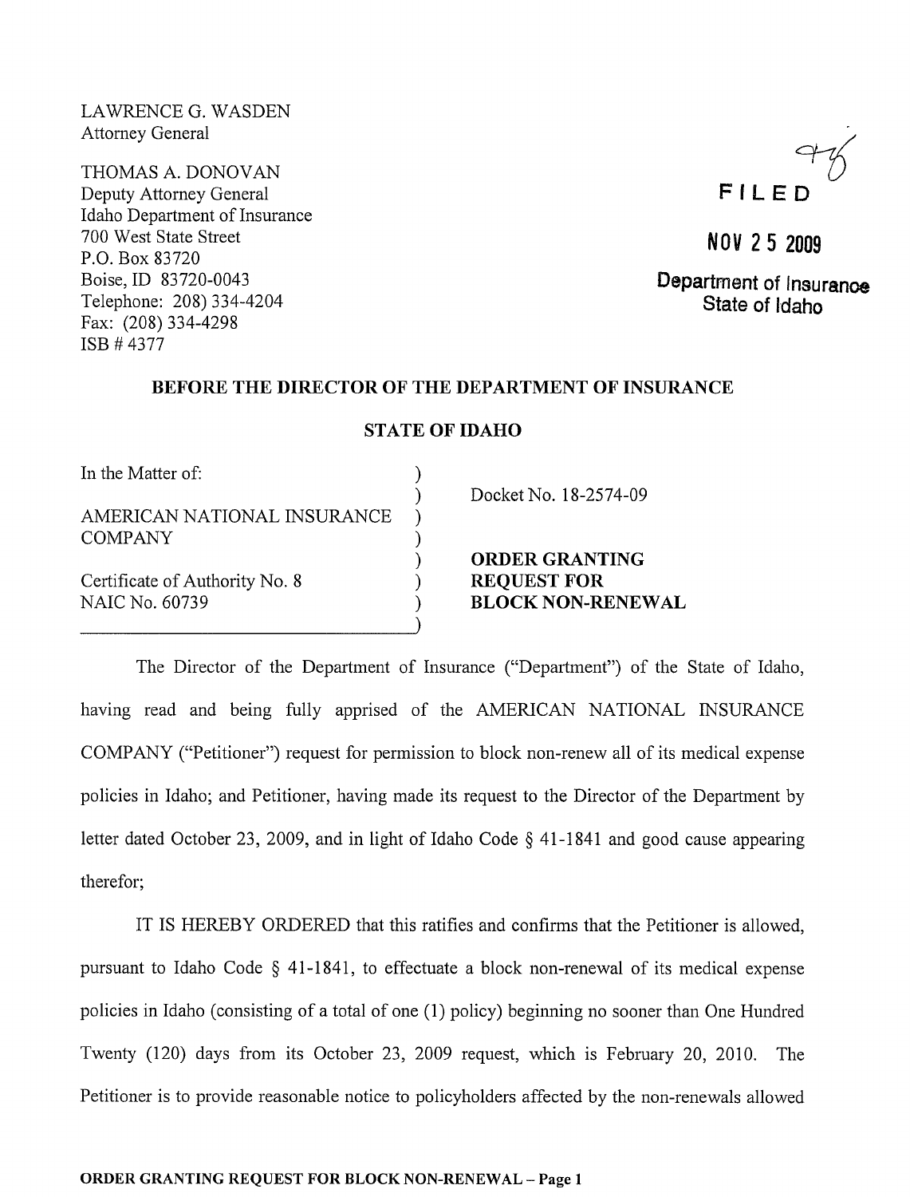LAWRENCE G. WASDEN
Attorney General

THOMAS A. DONOVAN
Deputy Attorney General
Idaho Department of Insurance
700 West State Street
P.O. Box 83720
Boise, ID 83720-0043
Telephone: 208) 334-4204
Fax: (208) 334-4298
ISB # 4377

FILED

NOV 25 2009

Department of Insurance
State of Idaho

**BEFORE THE DIRECTOR OF THE DEPARTMENT OF INSURANCE**

**STATE OF IDAHO**

In the Matter of:

AMERICAN NATIONAL INSURANCE COMPANY

Certificate of Authority No. 8
NAIC No. 60739

Docket No. 18-2574-09

**ORDER GRANTING REQUEST FOR BLOCK NON-RENEWAL**

The Director of the Department of Insurance ("Department") of the State of Idaho, having read and being fully apprised of the AMERICAN NATIONAL INSURANCE COMPANY ("Petitioner") request for permission to block non-renew all of its medical expense policies in Idaho; and Petitioner, having made its request to the Director of the Department by letter dated October 23, 2009, and in light of Idaho Code § 41-1841 and good cause appearing therefor;

IT IS HEREBY ORDERED that this ratifies and confirms that the Petitioner is allowed, pursuant to Idaho Code § 41-1841, to effectuate a block non-renewal of its medical expense policies in Idaho (consisting of a total of one (1) policy) beginning no sooner than One Hundred Twenty (120) days from its October 23, 2009 request, which is February 20, 2010. The Petitioner is to provide reasonable notice to policyholders affected by the non-renewals allowed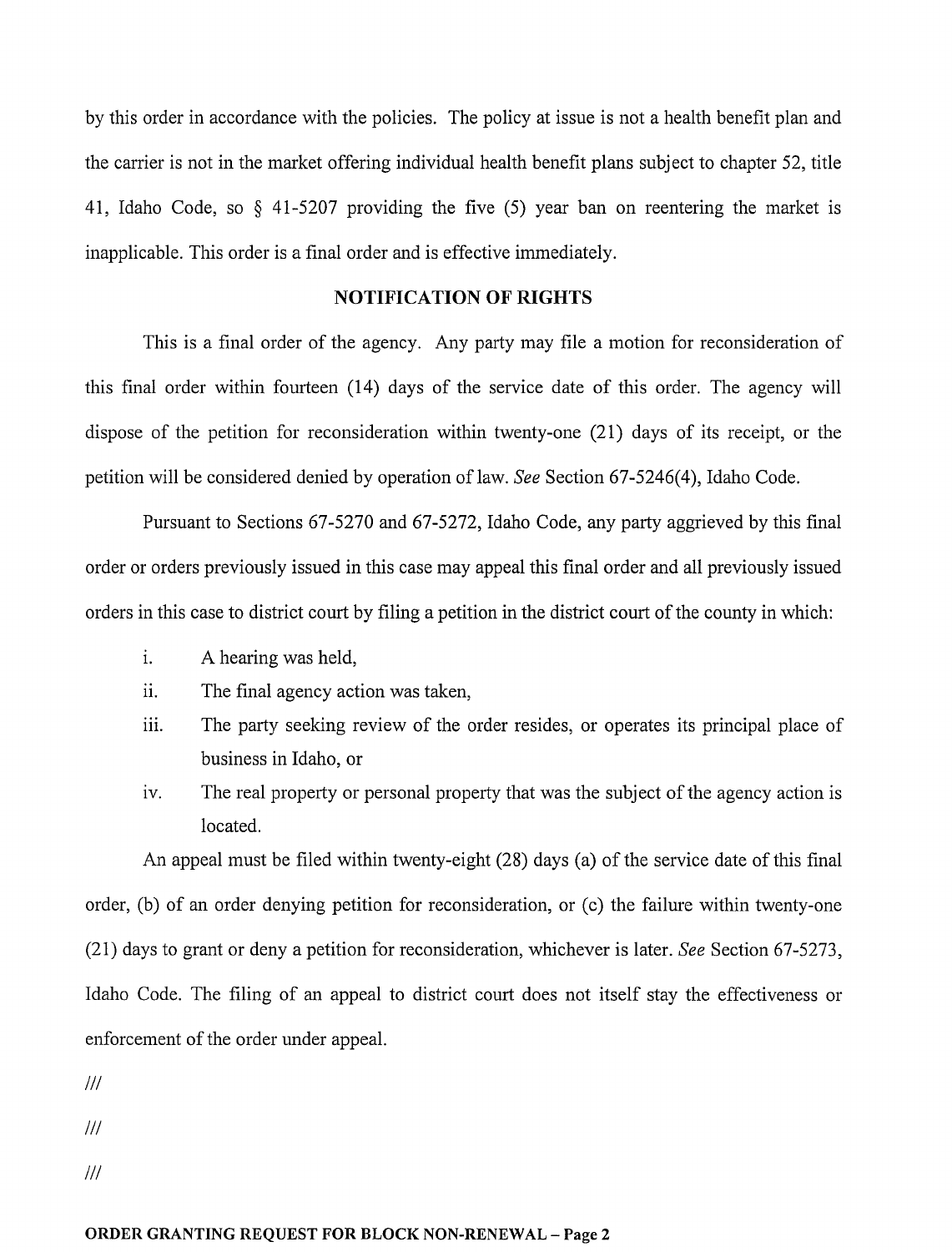by this order in accordance with the policies. The policy at issue is not a health benefit plan and the carrier is not in the market offering individual health benefit plans subject to chapter 52, title 41, Idaho Code, so § 41-5207 providing the five (5) year ban on reentering the market is inapplicable. This order is a final order and is effective immediately.

## NOTIFICATION OF RIGHTS

This is a final order of the agency. Any party may file a motion for reconsideration of this final order within fourteen (14) days of the service date of this order. The agency will dispose of the petition for reconsideration within twenty-one (21) days of its receipt, or the petition will be considered denied by operation of law. *See* Section 67-5246(4), Idaho Code.

Pursuant to Sections 67-5270 and 67-5272, Idaho Code, any party aggrieved by this final order or orders previously issued in this case may appeal this final order and all previously issued orders in this case to district court by filing a petition in the district court of the county in which:

i. A hearing was held,

ii. The final agency action was taken,

iii. The party seeking review of the order resides, or operates its principal place of business in Idaho, or

iv. The real property or personal property that was the subject of the agency action is located.

An appeal must be filed within twenty-eight (28) days (a) of the service date of this final order, (b) of an order denying petition for reconsideration, or (c) the failure within twenty-one (21) days to grant or deny a petition for reconsideration, whichever is later. *See* Section 67-5273, Idaho Code. The filing of an appeal to district court does not itself stay the effectiveness or enforcement of the order under appeal.

///

///

///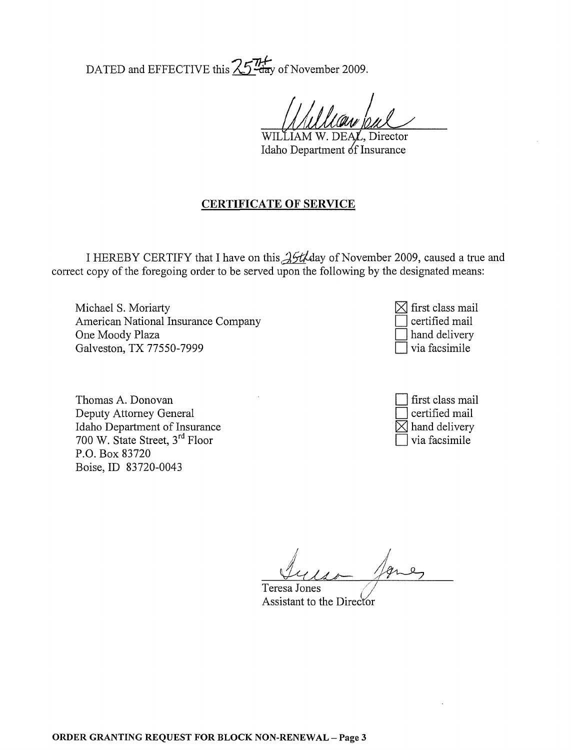DATED and EFFECTIVE this 25th day of November 2009.

WILLIAM W. DEAL, Director
Idaho Department of Insurance

## CERTIFICATE OF SERVICE

I HEREBY CERTIFY that I have on this 25th day of November 2009, caused a true and correct copy of the foregoing order to be served upon the following by the designated means:

Michael S. Moriarty
American National Insurance Company
One Moody Plaza
Galveston, TX 77550-7999

- [x] first class mail
- [ ] certified mail
- [ ] hand delivery
- [ ] via facsimile

Thomas A. Donovan
Deputy Attorney General
Idaho Department of Insurance
700 W. State Street, 3rd Floor
P.O. Box 83720
Boise, ID 83720-0043

- [ ] first class mail
- [ ] certified mail
- [x] hand delivery
- [ ] via facsimile

Teresa Jones
Assistant to the Director

**ORDER GRANTING REQUEST FOR BLOCK NON-RENEWAL – Page 3**